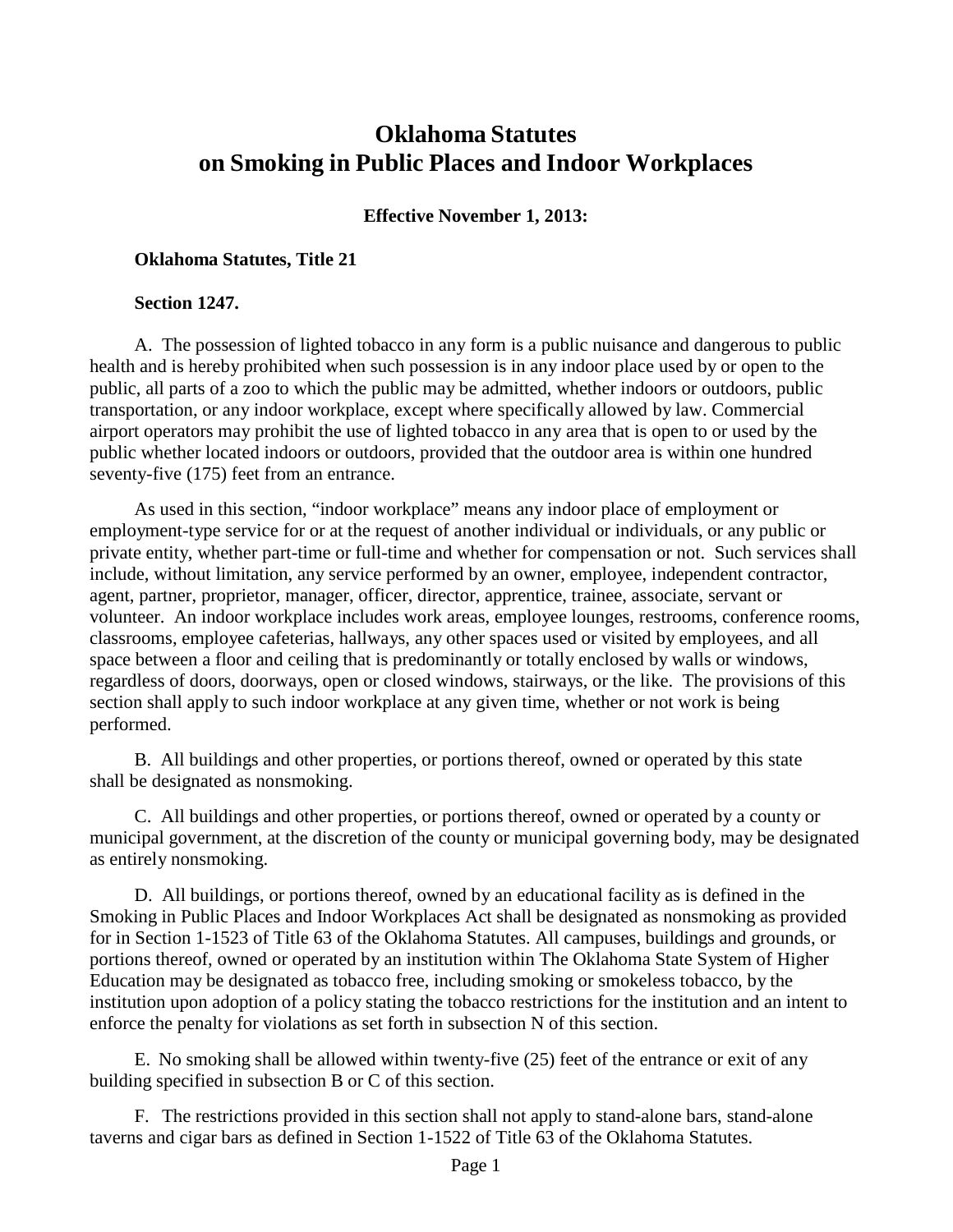# Oklahoma Statutes on Smoking in Public Places and Indoor Workplaces

**Effective November 1, 2013:**

**Oklahoma Statutes, Title 21**

**Section 1247.**

A. The possession of lighted tobacco in any form is a public nuisance and dangerous to public health and is hereby prohibited when such possession is in any indoor place used by or open to the public, all parts of a zoo to which the public may be admitted, whether indoors or outdoors, public transportation, or any indoor workplace, except where specifically allowed by law. Commercial airport operators may prohibit the use of lighted tobacco in any area that is open to or used by the public whether located indoors or outdoors, provided that the outdoor area is within one hundred seventy-five (175) feet from an entrance.

As used in this section, "indoor workplace" means any indoor place of employment or employment-type service for or at the request of another individual or individuals, or any public or private entity, whether part-time or full-time and whether for compensation or not. Such services shall include, without limitation, any service performed by an owner, employee, independent contractor, agent, partner, proprietor, manager, officer, director, apprentice, trainee, associate, servant or volunteer. An indoor workplace includes work areas, employee lounges, restrooms, conference rooms, classrooms, employee cafeterias, hallways, any other spaces used or visited by employees, and all space between a floor and ceiling that is predominantly or totally enclosed by walls or windows, regardless of doors, doorways, open or closed windows, stairways, or the like. The provisions of this section shall apply to such indoor workplace at any given time, whether or not work is being performed.

B. All buildings and other properties, or portions thereof, owned or operated by this state shall be designated as nonsmoking.

C. All buildings and other properties, or portions thereof, owned or operated by a county or municipal government, at the discretion of the county or municipal governing body, may be designated as entirely nonsmoking.

D. All buildings, or portions thereof, owned by an educational facility as is defined in the Smoking in Public Places and Indoor Workplaces Act shall be designated as nonsmoking as provided for in Section 1-1523 of Title 63 of the Oklahoma Statutes. All campuses, buildings and grounds, or portions thereof, owned or operated by an institution within The Oklahoma State System of Higher Education may be designated as tobacco free, including smoking or smokeless tobacco, by the institution upon adoption of a policy stating the tobacco restrictions for the institution and an intent to enforce the penalty for violations as set forth in subsection N of this section.

E. No smoking shall be allowed within twenty-five (25) feet of the entrance or exit of any building specified in subsection B or C of this section.

F. The restrictions provided in this section shall not apply to stand-alone bars, stand-alone taverns and cigar bars as defined in Section 1-1522 of Title 63 of the Oklahoma Statutes.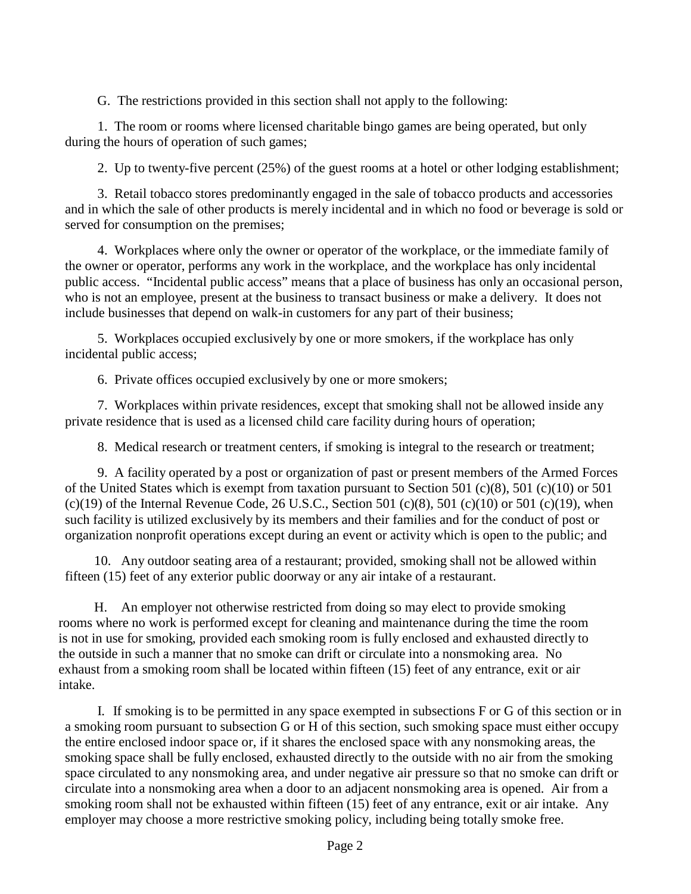G. The restrictions provided in this section shall not apply to the following:

1. The room or rooms where licensed charitable bingo games are being operated, but only during the hours of operation of such games;

2. Up to twenty-five percent (25%) of the guest rooms at a hotel or other lodging establishment;

3. Retail tobacco stores predominantly engaged in the sale of tobacco products and accessories and in which the sale of other products is merely incidental and in which no food or beverage is sold or served for consumption on the premises;

4. Workplaces where only the owner or operator of the workplace, or the immediate family of the owner or operator, performs any work in the workplace, and the workplace has only incidental public access. "Incidental public access" means that a place of business has only an occasional person, who is not an employee, present at the business to transact business or make a delivery. It does not include businesses that depend on walk-in customers for any part of their business;

5. Workplaces occupied exclusively by one or more smokers, if the workplace has only incidental public access;

6. Private offices occupied exclusively by one or more smokers;

7. Workplaces within private residences, except that smoking shall not be allowed inside any private residence that is used as a licensed child care facility during hours of operation;

8. Medical research or treatment centers, if smoking is integral to the research or treatment;

9. A facility operated by a post or organization of past or present members of the Armed Forces of the United States which is exempt from taxation pursuant to Section 501 (c)(8), 501 (c)(10) or 501 (c)(19) of the Internal Revenue Code, 26 U.S.C., Section 501 (c)(8), 501 (c)(10) or 501 (c)(19), when such facility is utilized exclusively by its members and their families and for the conduct of post or organization nonprofit operations except during an event or activity which is open to the public; and

10. Any outdoor seating area of a restaurant; provided, smoking shall not be allowed within fifteen (15) feet of any exterior public doorway or any air intake of a restaurant.

H. An employer not otherwise restricted from doing so may elect to provide smoking rooms where no work is performed except for cleaning and maintenance during the time the room is not in use for smoking, provided each smoking room is fully enclosed and exhausted directly to the outside in such a manner that no smoke can drift or circulate into a nonsmoking area. No exhaust from a smoking room shall be located within fifteen (15) feet of any entrance, exit or air intake.

I. If smoking is to be permitted in any space exempted in subsections F or G of this section or in a smoking room pursuant to subsection G or H of this section, such smoking space must either occupy the entire enclosed indoor space or, if it shares the enclosed space with any nonsmoking areas, the smoking space shall be fully enclosed, exhausted directly to the outside with no air from the smoking space circulated to any nonsmoking area, and under negative air pressure so that no smoke can drift or circulate into a nonsmoking area when a door to an adjacent nonsmoking area is opened. Air from a smoking room shall not be exhausted within fifteen (15) feet of any entrance, exit or air intake. Any employer may choose a more restrictive smoking policy, including being totally smoke free.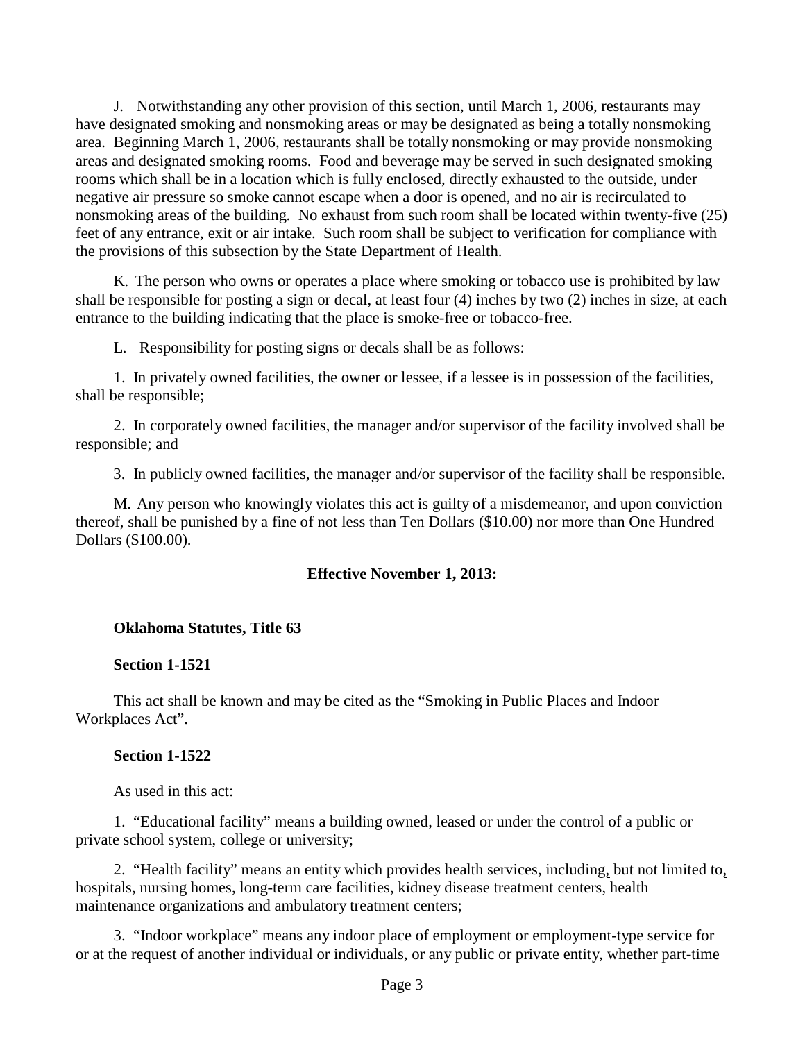J. Notwithstanding any other provision of this section, until March 1, 2006, restaurants may have designated smoking and nonsmoking areas or may be designated as being a totally nonsmoking area. Beginning March 1, 2006, restaurants shall be totally nonsmoking or may provide nonsmoking areas and designated smoking rooms. Food and beverage may be served in such designated smoking rooms which shall be in a location which is fully enclosed, directly exhausted to the outside, under negative air pressure so smoke cannot escape when a door is opened, and no air is recirculated to nonsmoking areas of the building. No exhaust from such room shall be located within twenty-five (25) feet of any entrance, exit or air intake. Such room shall be subject to verification for compliance with the provisions of this subsection by the State Department of Health.

K. The person who owns or operates a place where smoking or tobacco use is prohibited by law shall be responsible for posting a sign or decal, at least four (4) inches by two (2) inches in size, at each entrance to the building indicating that the place is smoke-free or tobacco-free.

L. Responsibility for posting signs or decals shall be as follows:

1. In privately owned facilities, the owner or lessee, if a lessee is in possession of the facilities, shall be responsible;

2. In corporately owned facilities, the manager and/or supervisor of the facility involved shall be responsible; and

3. In publicly owned facilities, the manager and/or supervisor of the facility shall be responsible.

M. Any person who knowingly violates this act is guilty of a misdemeanor, and upon conviction thereof, shall be punished by a fine of not less than Ten Dollars ($10.00) nor more than One Hundred Dollars ($100.00).

**Effective November 1, 2013:**

**Oklahoma Statutes, Title 63**

**Section 1-1521**

This act shall be known and may be cited as the "Smoking in Public Places and Indoor Workplaces Act".

**Section 1-1522**

As used in this act:

1. "Educational facility" means a building owned, leased or under the control of a public or private school system, college or university;

2. "Health facility" means an entity which provides health services, including, but not limited to, hospitals, nursing homes, long-term care facilities, kidney disease treatment centers, health maintenance organizations and ambulatory treatment centers;

3. "Indoor workplace" means any indoor place of employment or employment-type service for or at the request of another individual or individuals, or any public or private entity, whether part-time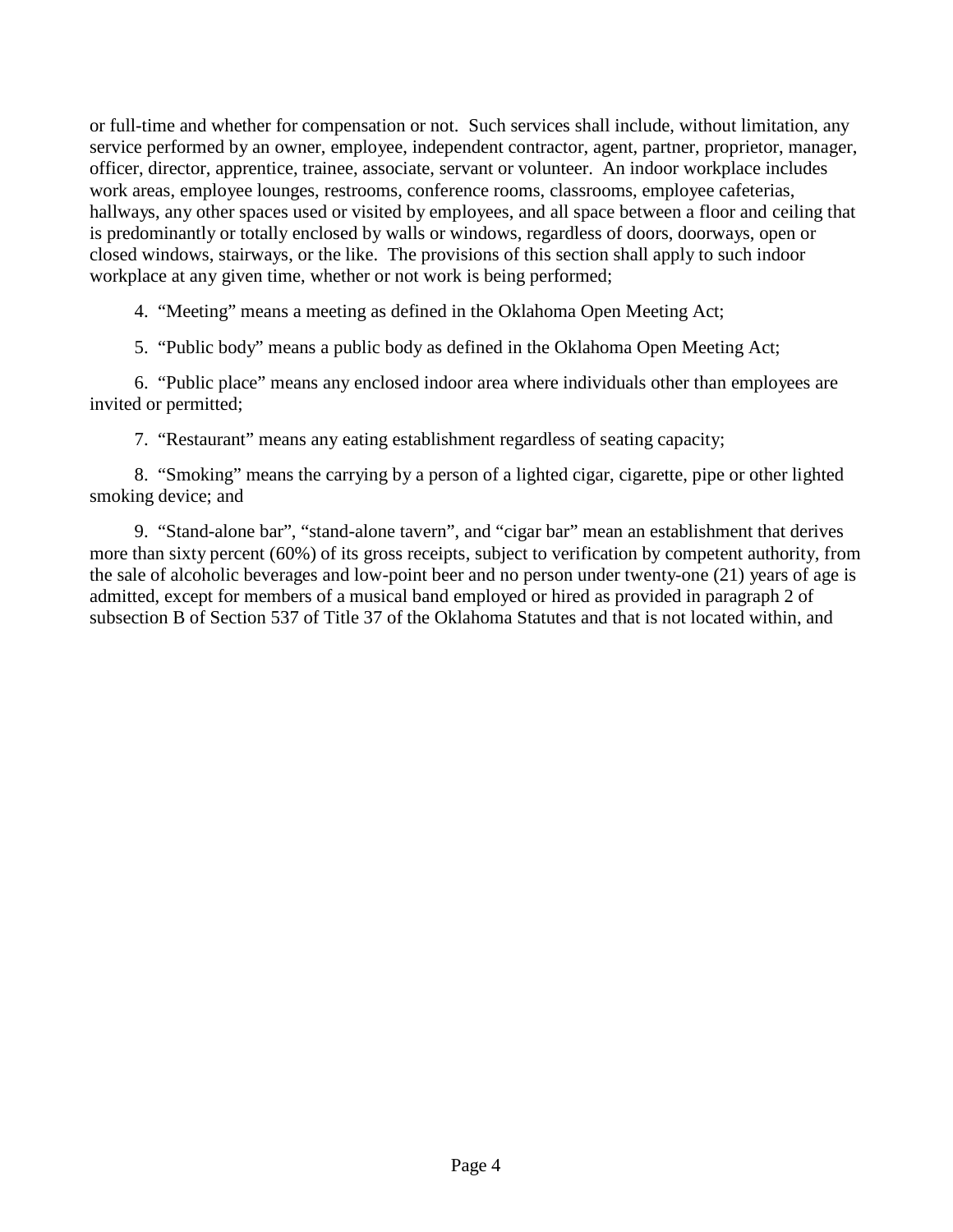or full-time and whether for compensation or not. Such services shall include, without limitation, any service performed by an owner, employee, independent contractor, agent, partner, proprietor, manager, officer, director, apprentice, trainee, associate, servant or volunteer. An indoor workplace includes work areas, employee lounges, restrooms, conference rooms, classrooms, employee cafeterias, hallways, any other spaces used or visited by employees, and all space between a floor and ceiling that is predominantly or totally enclosed by walls or windows, regardless of doors, doorways, open or closed windows, stairways, or the like. The provisions of this section shall apply to such indoor workplace at any given time, whether or not work is being performed;

4. "Meeting" means a meeting as defined in the Oklahoma Open Meeting Act;

5. "Public body" means a public body as defined in the Oklahoma Open Meeting Act;

6. "Public place" means any enclosed indoor area where individuals other than employees are invited or permitted;

7. "Restaurant" means any eating establishment regardless of seating capacity;

8. "Smoking" means the carrying by a person of a lighted cigar, cigarette, pipe or other lighted smoking device; and

9. "Stand-alone bar", "stand-alone tavern", and "cigar bar" mean an establishment that derives more than sixty percent (60%) of its gross receipts, subject to verification by competent authority, from the sale of alcoholic beverages and low-point beer and no person under twenty-one (21) years of age is admitted, except for members of a musical band employed or hired as provided in paragraph 2 of subsection B of Section 537 of Title 37 of the Oklahoma Statutes and that is not located within, and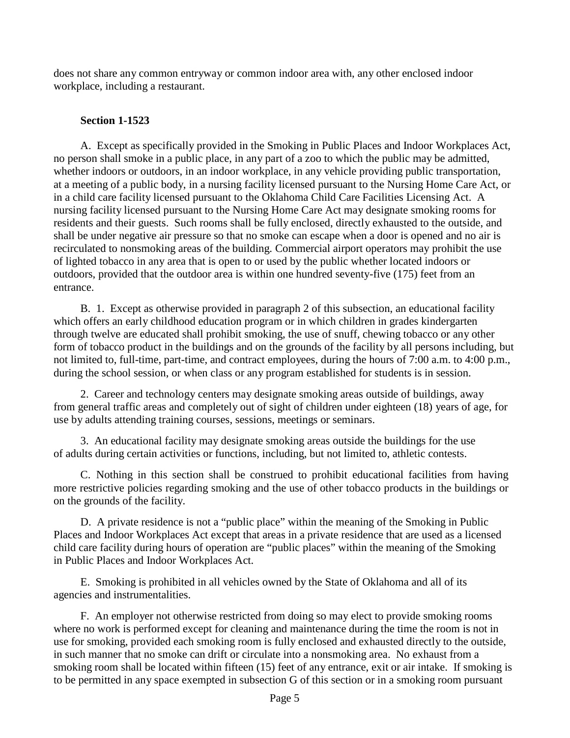does not share any common entryway or common indoor area with, any other enclosed indoor workplace, including a restaurant.

**Section 1-1523**

A. Except as specifically provided in the Smoking in Public Places and Indoor Workplaces Act, no person shall smoke in a public place, in any part of a zoo to which the public may be admitted, whether indoors or outdoors, in an indoor workplace, in any vehicle providing public transportation, at a meeting of a public body, in a nursing facility licensed pursuant to the Nursing Home Care Act, or in a child care facility licensed pursuant to the Oklahoma Child Care Facilities Licensing Act. A nursing facility licensed pursuant to the Nursing Home Care Act may designate smoking rooms for residents and their guests. Such rooms shall be fully enclosed, directly exhausted to the outside, and shall be under negative air pressure so that no smoke can escape when a door is opened and no air is recirculated to nonsmoking areas of the building. Commercial airport operators may prohibit the use of lighted tobacco in any area that is open to or used by the public whether located indoors or outdoors, provided that the outdoor area is within one hundred seventy-five (175) feet from an entrance.

B. 1. Except as otherwise provided in paragraph 2 of this subsection, an educational facility which offers an early childhood education program or in which children in grades kindergarten through twelve are educated shall prohibit smoking, the use of snuff, chewing tobacco or any other form of tobacco product in the buildings and on the grounds of the facility by all persons including, but not limited to, full-time, part-time, and contract employees, during the hours of 7:00 a.m. to 4:00 p.m., during the school session, or when class or any program established for students is in session.

2. Career and technology centers may designate smoking areas outside of buildings, away from general traffic areas and completely out of sight of children under eighteen (18) years of age, for use by adults attending training courses, sessions, meetings or seminars.

3. An educational facility may designate smoking areas outside the buildings for the use of adults during certain activities or functions, including, but not limited to, athletic contests.

C. Nothing in this section shall be construed to prohibit educational facilities from having more restrictive policies regarding smoking and the use of other tobacco products in the buildings or on the grounds of the facility.

D. A private residence is not a "public place" within the meaning of the Smoking in Public Places and Indoor Workplaces Act except that areas in a private residence that are used as a licensed child care facility during hours of operation are "public places" within the meaning of the Smoking in Public Places and Indoor Workplaces Act.

E. Smoking is prohibited in all vehicles owned by the State of Oklahoma and all of its agencies and instrumentalities.

F. An employer not otherwise restricted from doing so may elect to provide smoking rooms where no work is performed except for cleaning and maintenance during the time the room is not in use for smoking, provided each smoking room is fully enclosed and exhausted directly to the outside, in such manner that no smoke can drift or circulate into a nonsmoking area. No exhaust from a smoking room shall be located within fifteen (15) feet of any entrance, exit or air intake. If smoking is to be permitted in any space exempted in subsection G of this section or in a smoking room pursuant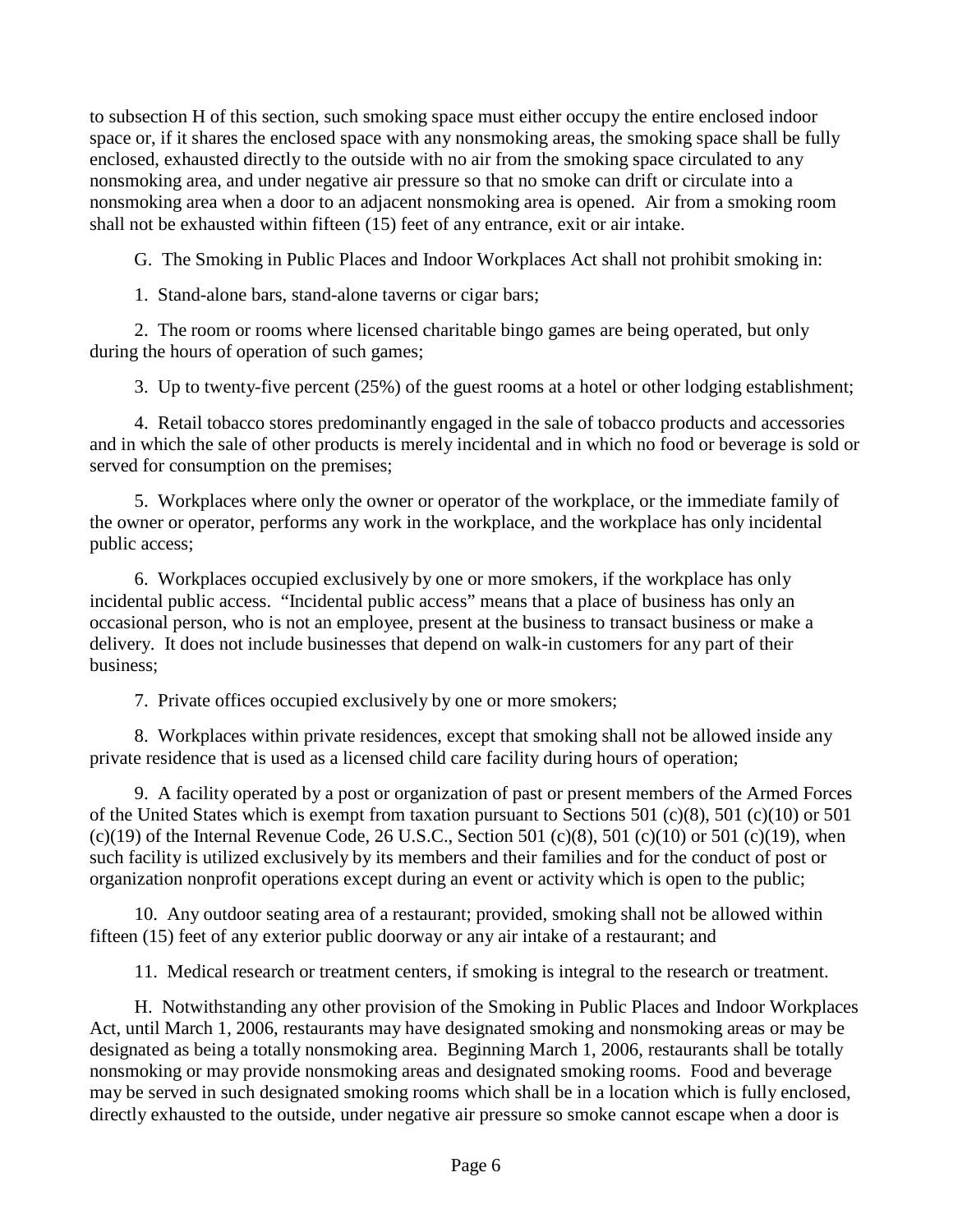to subsection H of this section, such smoking space must either occupy the entire enclosed indoor space or, if it shares the enclosed space with any nonsmoking areas, the smoking space shall be fully enclosed, exhausted directly to the outside with no air from the smoking space circulated to any nonsmoking area, and under negative air pressure so that no smoke can drift or circulate into a nonsmoking area when a door to an adjacent nonsmoking area is opened. Air from a smoking room shall not be exhausted within fifteen (15) feet of any entrance, exit or air intake.

G. The Smoking in Public Places and Indoor Workplaces Act shall not prohibit smoking in:

1. Stand-alone bars, stand-alone taverns or cigar bars;

2. The room or rooms where licensed charitable bingo games are being operated, but only during the hours of operation of such games;

3. Up to twenty-five percent (25%) of the guest rooms at a hotel or other lodging establishment;

4. Retail tobacco stores predominantly engaged in the sale of tobacco products and accessories and in which the sale of other products is merely incidental and in which no food or beverage is sold or served for consumption on the premises;

5. Workplaces where only the owner or operator of the workplace, or the immediate family of the owner or operator, performs any work in the workplace, and the workplace has only incidental public access;

6. Workplaces occupied exclusively by one or more smokers, if the workplace has only incidental public access. "Incidental public access" means that a place of business has only an occasional person, who is not an employee, present at the business to transact business or make a delivery. It does not include businesses that depend on walk-in customers for any part of their business;

7. Private offices occupied exclusively by one or more smokers;

8. Workplaces within private residences, except that smoking shall not be allowed inside any private residence that is used as a licensed child care facility during hours of operation;

9. A facility operated by a post or organization of past or present members of the Armed Forces of the United States which is exempt from taxation pursuant to Sections 501 (c)(8), 501 (c)(10) or 501 (c)(19) of the Internal Revenue Code, 26 U.S.C., Section 501 (c)(8), 501 (c)(10) or 501 (c)(19), when such facility is utilized exclusively by its members and their families and for the conduct of post or organization nonprofit operations except during an event or activity which is open to the public;

10. Any outdoor seating area of a restaurant; provided, smoking shall not be allowed within fifteen (15) feet of any exterior public doorway or any air intake of a restaurant; and

11. Medical research or treatment centers, if smoking is integral to the research or treatment.

H. Notwithstanding any other provision of the Smoking in Public Places and Indoor Workplaces Act, until March 1, 2006, restaurants may have designated smoking and nonsmoking areas or may be designated as being a totally nonsmoking area. Beginning March 1, 2006, restaurants shall be totally nonsmoking or may provide nonsmoking areas and designated smoking rooms. Food and beverage may be served in such designated smoking rooms which shall be in a location which is fully enclosed, directly exhausted to the outside, under negative air pressure so smoke cannot escape when a door is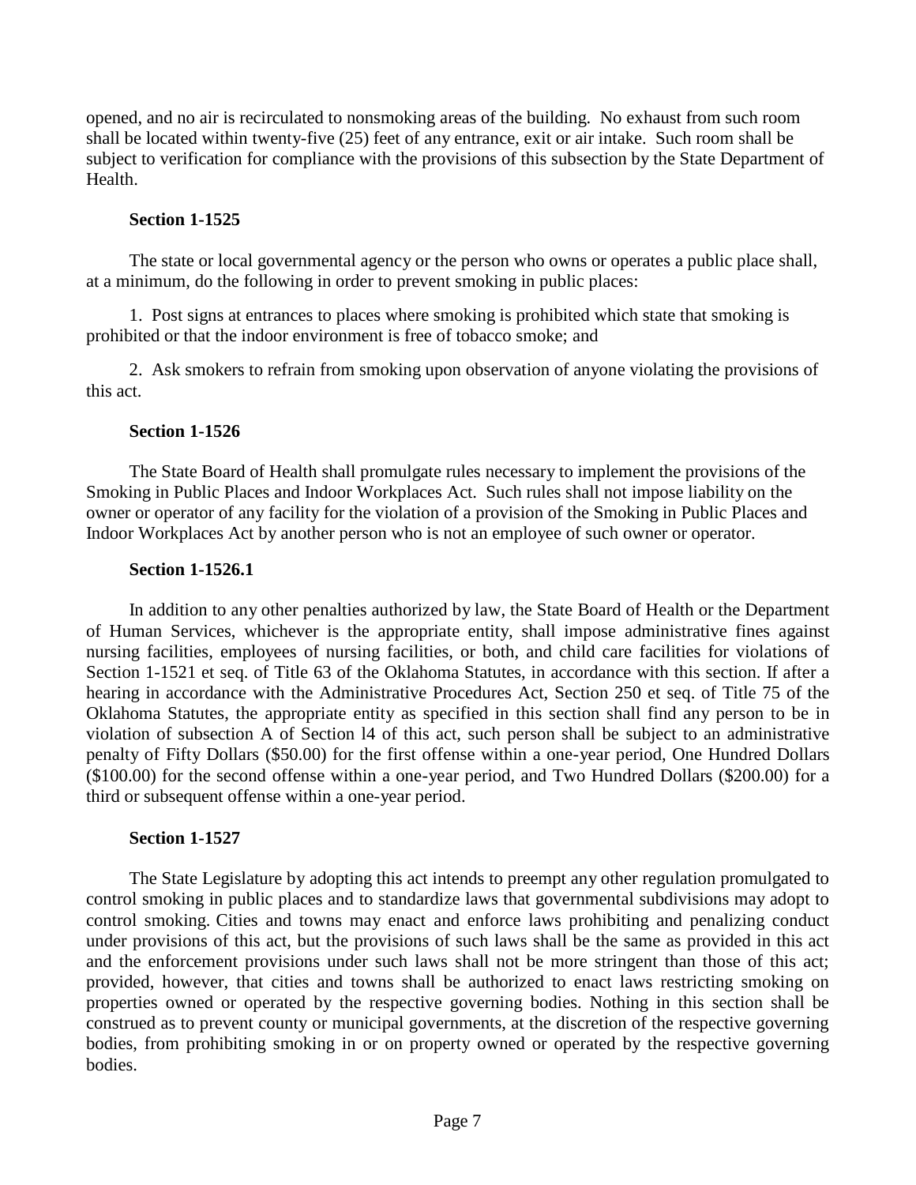opened, and no air is recirculated to nonsmoking areas of the building. No exhaust from such room shall be located within twenty-five (25) feet of any entrance, exit or air intake. Such room shall be subject to verification for compliance with the provisions of this subsection by the State Department of Health.

**Section 1-1525**

The state or local governmental agency or the person who owns or operates a public place shall, at a minimum, do the following in order to prevent smoking in public places:

1. Post signs at entrances to places where smoking is prohibited which state that smoking is prohibited or that the indoor environment is free of tobacco smoke; and

2. Ask smokers to refrain from smoking upon observation of anyone violating the provisions of this act.

**Section 1-1526**

The State Board of Health shall promulgate rules necessary to implement the provisions of the Smoking in Public Places and Indoor Workplaces Act. Such rules shall not impose liability on the owner or operator of any facility for the violation of a provision of the Smoking in Public Places and Indoor Workplaces Act by another person who is not an employee of such owner or operator.

**Section 1-1526.1**

In addition to any other penalties authorized by law, the State Board of Health or the Department of Human Services, whichever is the appropriate entity, shall impose administrative fines against nursing facilities, employees of nursing facilities, or both, and child care facilities for violations of Section 1-1521 et seq. of Title 63 of the Oklahoma Statutes, in accordance with this section. If after a hearing in accordance with the Administrative Procedures Act, Section 250 et seq. of Title 75 of the Oklahoma Statutes, the appropriate entity as specified in this section shall find any person to be in violation of subsection A of Section l4 of this act, such person shall be subject to an administrative penalty of Fifty Dollars ($50.00) for the first offense within a one-year period, One Hundred Dollars ($100.00) for the second offense within a one-year period, and Two Hundred Dollars ($200.00) for a third or subsequent offense within a one-year period.

**Section 1-1527**

The State Legislature by adopting this act intends to preempt any other regulation promulgated to control smoking in public places and to standardize laws that governmental subdivisions may adopt to control smoking. Cities and towns may enact and enforce laws prohibiting and penalizing conduct under provisions of this act, but the provisions of such laws shall be the same as provided in this act and the enforcement provisions under such laws shall not be more stringent than those of this act; provided, however, that cities and towns shall be authorized to enact laws restricting smoking on properties owned or operated by the respective governing bodies. Nothing in this section shall be construed as to prevent county or municipal governments, at the discretion of the respective governing bodies, from prohibiting smoking in or on property owned or operated by the respective governing bodies.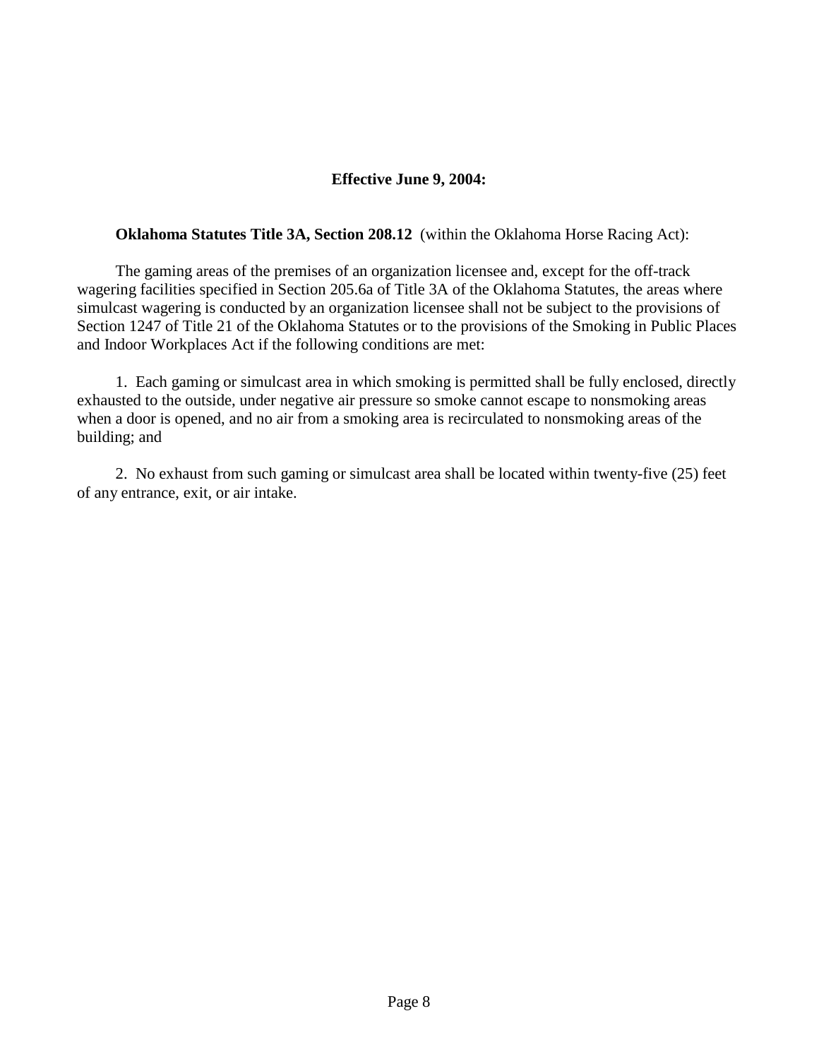**Effective June 9, 2004:**

**Oklahoma Statutes Title 3A, Section 208.12** (within the Oklahoma Horse Racing Act):

The gaming areas of the premises of an organization licensee and, except for the off-track wagering facilities specified in Section 205.6a of Title 3A of the Oklahoma Statutes, the areas where simulcast wagering is conducted by an organization licensee shall not be subject to the provisions of Section 1247 of Title 21 of the Oklahoma Statutes or to the provisions of the Smoking in Public Places and Indoor Workplaces Act if the following conditions are met:

1. Each gaming or simulcast area in which smoking is permitted shall be fully enclosed, directly exhausted to the outside, under negative air pressure so smoke cannot escape to nonsmoking areas when a door is opened, and no air from a smoking area is recirculated to nonsmoking areas of the building; and

2. No exhaust from such gaming or simulcast area shall be located within twenty-five (25) feet of any entrance, exit, or air intake.